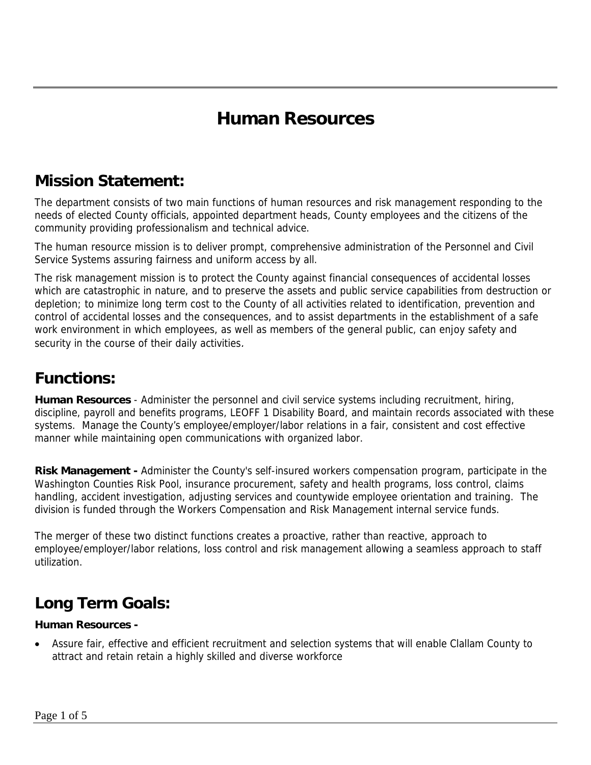# Human Resources

## Mission Statement:

The department consists of two main functions of human resources and risk management responding to the needs of elected County officials, appointed department heads, County employees and the citizens of the community providing professionalism and technical advice.

The human resource mission is to deliver prompt, comprehensive administration of the Personnel and Civil Service Systems assuring fairness and uniform access by all.

The risk management mission is to protect the County against financial consequences of accidental losses which are catastrophic in nature, and to preserve the assets and public service capabilities from destruction or depletion; to minimize long term cost to the County of all activities related to identification, prevention and control of accidental losses and the consequences, and to assist departments in the establishment of a safe work environment in which employees, as well as members of the general public, can enjoy safety and security in the course of their daily activities.

## Functions:

**Human Resources** - Administer the personnel and civil service systems including recruitment, hiring, discipline, payroll and benefits programs, LEOFF 1 Disability Board, and maintain records associated with these systems. Manage the County's employee/employer/labor relations in a fair, consistent and cost effective manner while maintaining open communications with organized labor.

**Risk Management -** Administer the County's self-insured workers compensation program, participate in the Washington Counties Risk Pool, insurance procurement, safety and health programs, loss control, claims handling, accident investigation, adjusting services and countywide employee orientation and training. The division is funded through the Workers Compensation and Risk Management internal service funds.

The merger of these two distinct functions creates a proactive, rather than reactive, approach to employee/employer/labor relations, loss control and risk management allowing a seamless approach to staff utilization.

## Long Term Goals:

**Human Resources -**

- Assure fair, effective and efficient recruitment and selection systems that will enable Clallam County to attract and retain retain a highly skilled and diverse workforce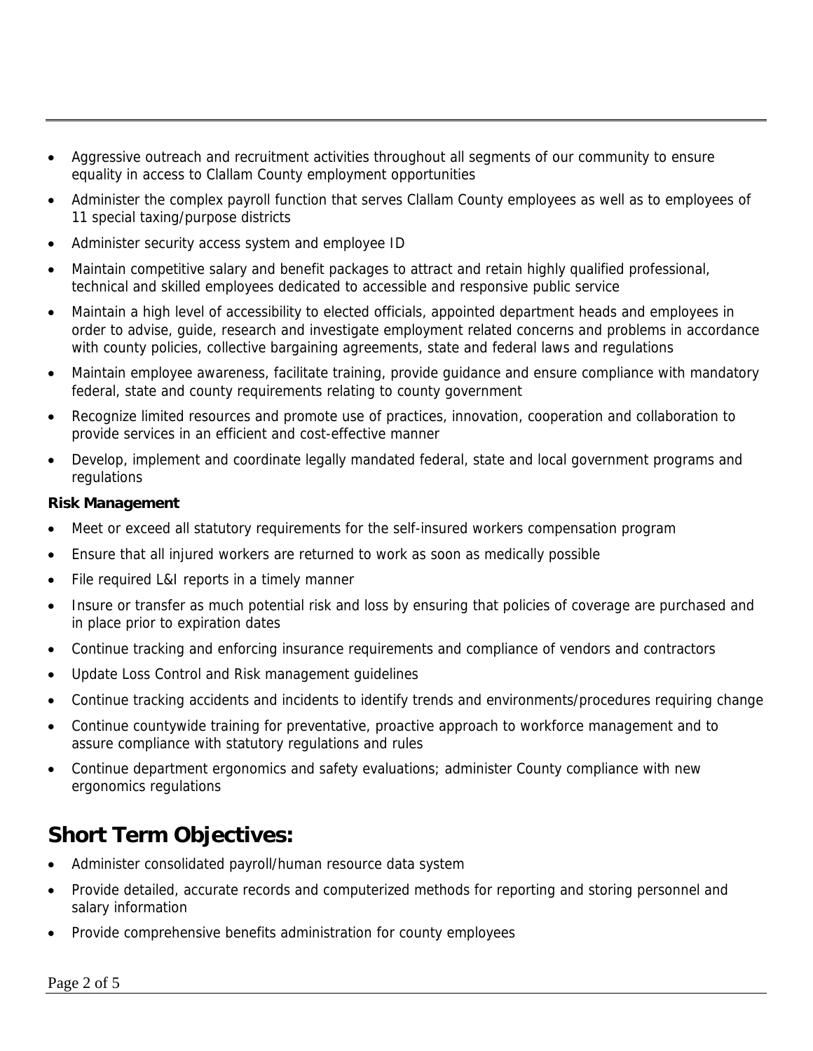- Aggressive outreach and recruitment activities throughout all segments of our community to ensure equality in access to Clallam County employment opportunities
- Administer the complex payroll function that serves Clallam County employees as well as to employees of 11 special taxing/purpose districts
- Administer security access system and employee ID
- Maintain competitive salary and benefit packages to attract and retain highly qualified professional, technical and skilled employees dedicated to accessible and responsive public service
- Maintain a high level of accessibility to elected officials, appointed department heads and employees in order to advise, guide, research and investigate employment related concerns and problems in accordance with county policies, collective bargaining agreements, state and federal laws and regulations
- Maintain employee awareness, facilitate training, provide guidance and ensure compliance with mandatory federal, state and county requirements relating to county government
- Recognize limited resources and promote use of practices, innovation, cooperation and collaboration to provide services in an efficient and cost-effective manner
- Develop, implement and coordinate legally mandated federal, state and local government programs and regulations

**Risk Management**

- Meet or exceed all statutory requirements for the self-insured workers compensation program
- Ensure that all injured workers are returned to work as soon as medically possible
- File required L&I reports in a timely manner
- Insure or transfer as much potential risk and loss by ensuring that policies of coverage are purchased and in place prior to expiration dates
- Continue tracking and enforcing insurance requirements and compliance of vendors and contractors
- Update Loss Control and Risk management guidelines
- Continue tracking accidents and incidents to identify trends and environments/procedures requiring change
- Continue countywide training for preventative, proactive approach to workforce management and to assure compliance with statutory regulations and rules
- Continue department ergonomics and safety evaluations; administer County compliance with new ergonomics regulations

## Short Term Objectives:

- Administer consolidated payroll/human resource data system
- Provide detailed, accurate records and computerized methods for reporting and storing personnel and salary information
- Provide comprehensive benefits administration for county employees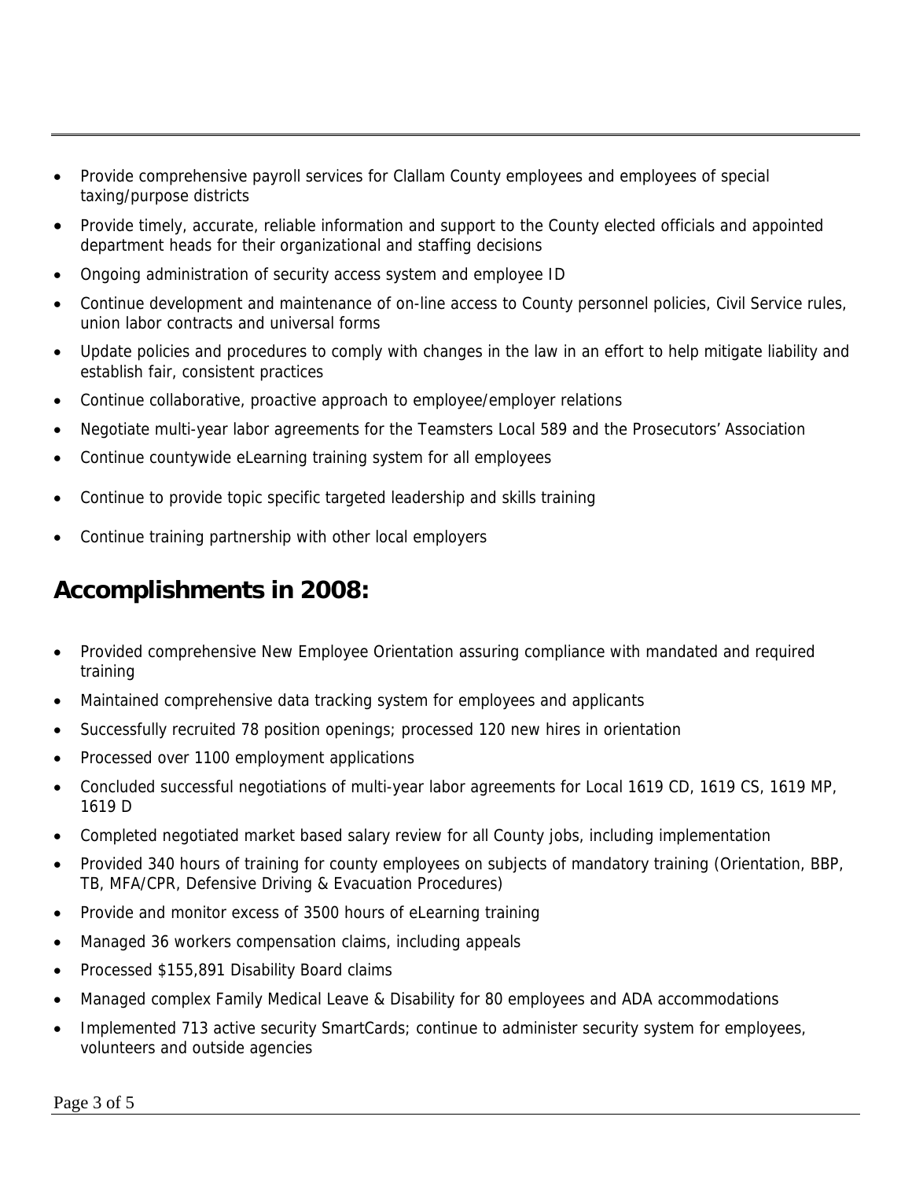- Provide comprehensive payroll services for Clallam County employees and employees of special taxing/purpose districts
- Provide timely, accurate, reliable information and support to the County elected officials and appointed department heads for their organizational and staffing decisions
- Ongoing administration of security access system and employee ID
- Continue development and maintenance of on-line access to County personnel policies, Civil Service rules, union labor contracts and universal forms
- Update policies and procedures to comply with changes in the law in an effort to help mitigate liability and establish fair, consistent practices
- Continue collaborative, proactive approach to employee/employer relations
- Negotiate multi-year labor agreements for the Teamsters Local 589 and the Prosecutors' Association
- Continue countywide eLearning training system for all employees
- Continue to provide topic specific targeted leadership and skills training
- Continue training partnership with other local employers

## Accomplishments in 2008:

- Provided comprehensive New Employee Orientation assuring compliance with mandated and required training
- Maintained comprehensive data tracking system for employees and applicants
- Successfully recruited 78 position openings; processed 120 new hires in orientation
- Processed over 1100 employment applications
- Concluded successful negotiations of multi-year labor agreements for Local 1619 CD, 1619 CS, 1619 MP, 1619 D
- Completed negotiated market based salary review for all County jobs, including implementation
- Provided 340 hours of training for county employees on subjects of mandatory training (Orientation, BBP, TB, MFA/CPR, Defensive Driving & Evacuation Procedures)
- Provide and monitor excess of 3500 hours of eLearning training
- Managed 36 workers compensation claims, including appeals
- Processed $155,891 Disability Board claims
- Managed complex Family Medical Leave & Disability for 80 employees and ADA accommodations
- Implemented 713 active security SmartCards; continue to administer security system for employees, volunteers and outside agencies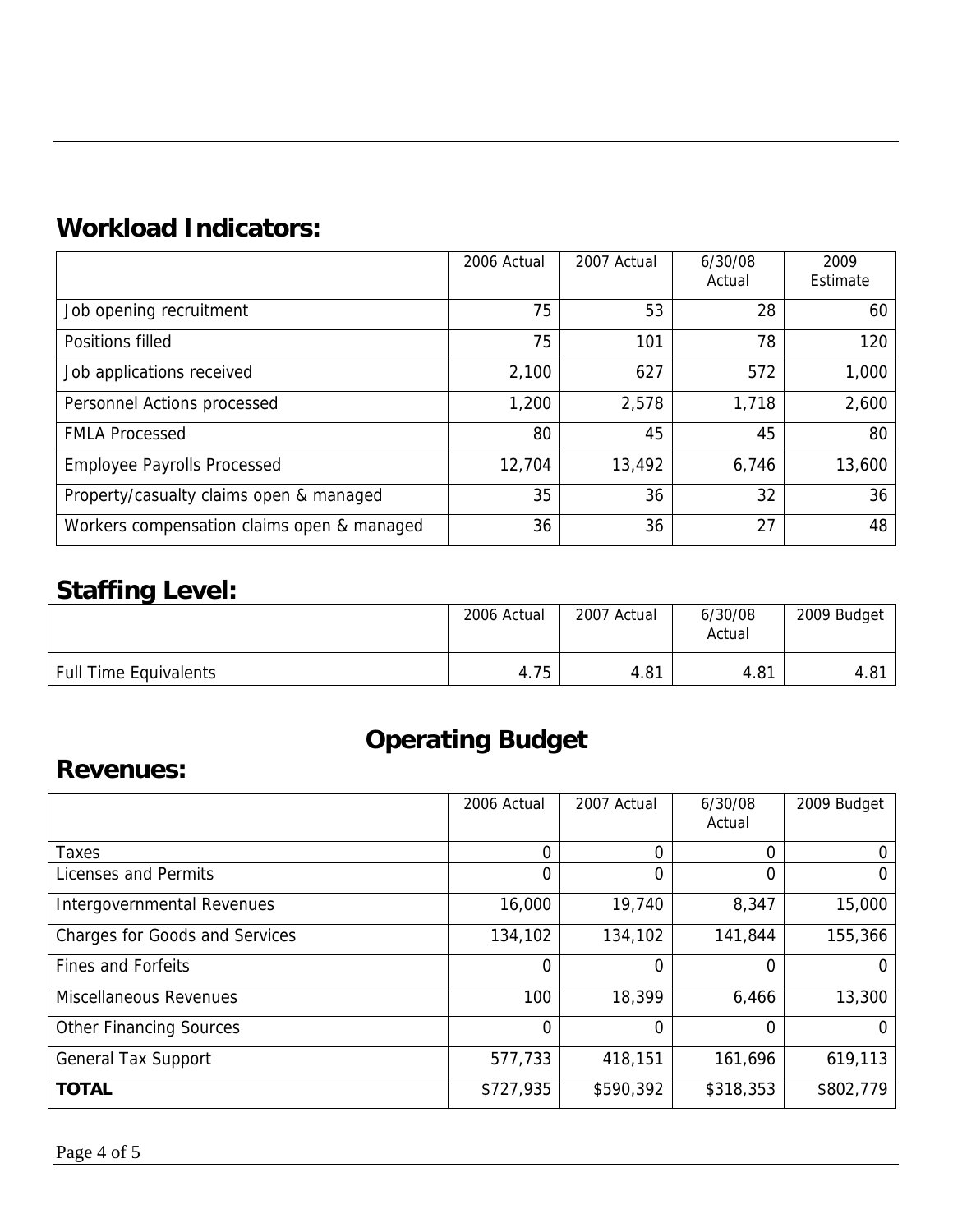## Workload Indicators:

| | 2006 Actual | 2007 Actual | 6/30/08 Actual | 2009 Estimate |
|---|---|---|---|---|
| Job opening recruitment | 75 | 53 | 28 | 60 |
| Positions filled | 75 | 101 | 78 | 120 |
| Job applications received | 2,100 | 627 | 572 | 1,000 |
| Personnel Actions processed | 1,200 | 2,578 | 1,718 | 2,600 |
| FMLA Processed | 80 | 45 | 45 | 80 |
| Employee Payrolls Processed | 12,704 | 13,492 | 6,746 | 13,600 |
| Property/casualty claims open & managed | 35 | 36 | 32 | 36 |
| Workers compensation claims open & managed | 36 | 36 | 27 | 48 |

## Staffing Level:

| | 2006 Actual | 2007 Actual | 6/30/08 Actual | 2009 Budget |
|---|---|---|---|---|
| Full Time Equivalents | 4.75 | 4.81 | 4.81 | 4.81 |

# Operating Budget

## Revenues:

| | 2006 Actual | 2007 Actual | 6/30/08 Actual | 2009 Budget |
|---|---|---|---|---|
| Taxes | 0 | 0 | 0 | 0 |
| Licenses and Permits | 0 | 0 | 0 | 0 |
| Intergovernmental Revenues | 16,000 | 19,740 | 8,347 | 15,000 |
| Charges for Goods and Services | 134,102 | 134,102 | 141,844 | 155,366 |
| Fines and Forfeits | 0 | 0 | 0 | 0 |
| Miscellaneous Revenues | 100 | 18,399 | 6,466 | 13,300 |
| Other Financing Sources | 0 | 0 | 0 | 0 |
| General Tax Support | 577,733 | 418,151 | 161,696 | 619,113 |
| **TOTAL** | $727,935 | $590,392 | $318,353 | $802,779 |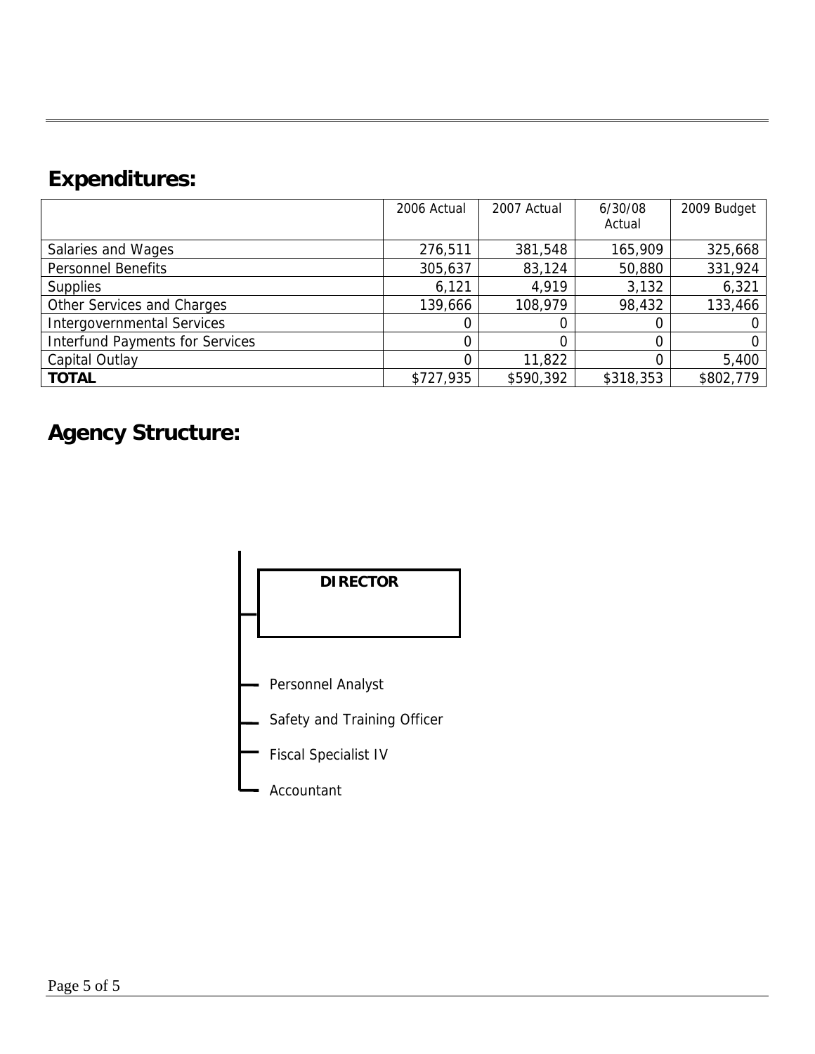## Expenditures:

| | 2006 Actual | 2007 Actual | 6/30/08 Actual | 2009 Budget |
|---|---|---|---|---|
| Salaries and Wages | 276,511 | 381,548 | 165,909 | 325,668 |
| Personnel Benefits | 305,637 | 83,124 | 50,880 | 331,924 |
| Supplies | 6,121 | 4,919 | 3,132 | 6,321 |
| Other Services and Charges | 139,666 | 108,979 | 98,432 | 133,466 |
| Intergovernmental Services | 0 | 0 | 0 | 0 |
| Interfund Payments for Services | 0 | 0 | 0 | 0 |
| Capital Outlay | 0 | 11,822 | 0 | 5,400 |
| **TOTAL** | $727,935 | $590,392 | $318,353 | $802,779 |

## Agency Structure:

**DIRECTOR**

- Personnel Analyst
- Safety and Training Officer
- Fiscal Specialist IV
- Accountant